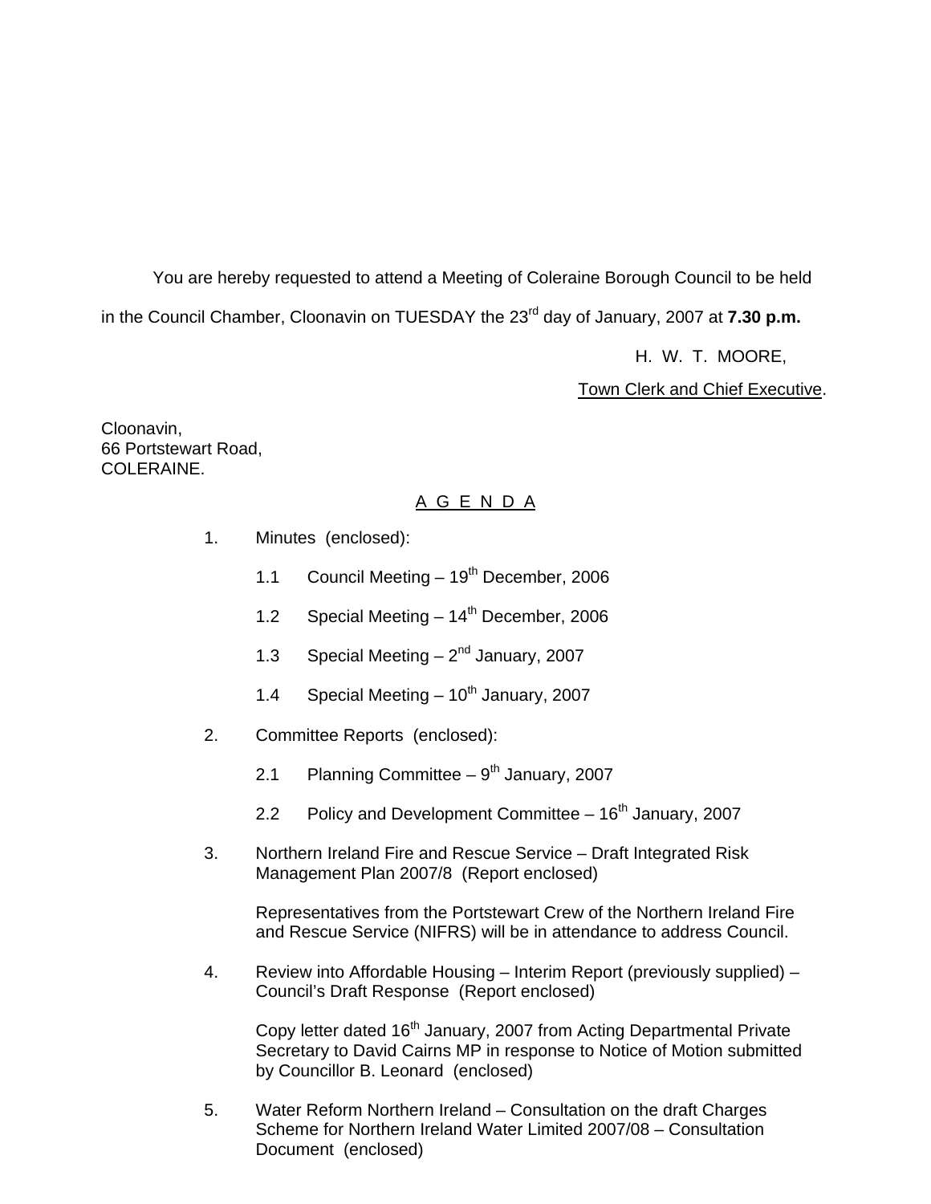You are hereby requested to attend a Meeting of Coleraine Borough Council to be held in the Council Chamber, Cloonavin on TUESDAY the 23rd day of January, 2007 at **7.30 p.m.**

H. W. T. MOORE,

Town Clerk and Chief Executive.

Cloonavin,
66 Portstewart Road,
COLERAINE.

## A G E N D A

1. Minutes (enclosed):

   1.1 Council Meeting – 19th December, 2006

   1.2 Special Meeting – 14th December, 2006

   1.3 Special Meeting – 2nd January, 2007

   1.4 Special Meeting – 10th January, 2007

2. Committee Reports (enclosed):

   2.1 Planning Committee – 9th January, 2007

   2.2 Policy and Development Committee – 16th January, 2007

3. Northern Ireland Fire and Rescue Service – Draft Integrated Risk Management Plan 2007/8 (Report enclosed)

   Representatives from the Portstewart Crew of the Northern Ireland Fire and Rescue Service (NIFRS) will be in attendance to address Council.

4. Review into Affordable Housing – Interim Report (previously supplied) – Council's Draft Response (Report enclosed)

   Copy letter dated 16th January, 2007 from Acting Departmental Private Secretary to David Cairns MP in response to Notice of Motion submitted by Councillor B. Leonard (enclosed)

5. Water Reform Northern Ireland – Consultation on the draft Charges Scheme for Northern Ireland Water Limited 2007/08 – Consultation Document (enclosed)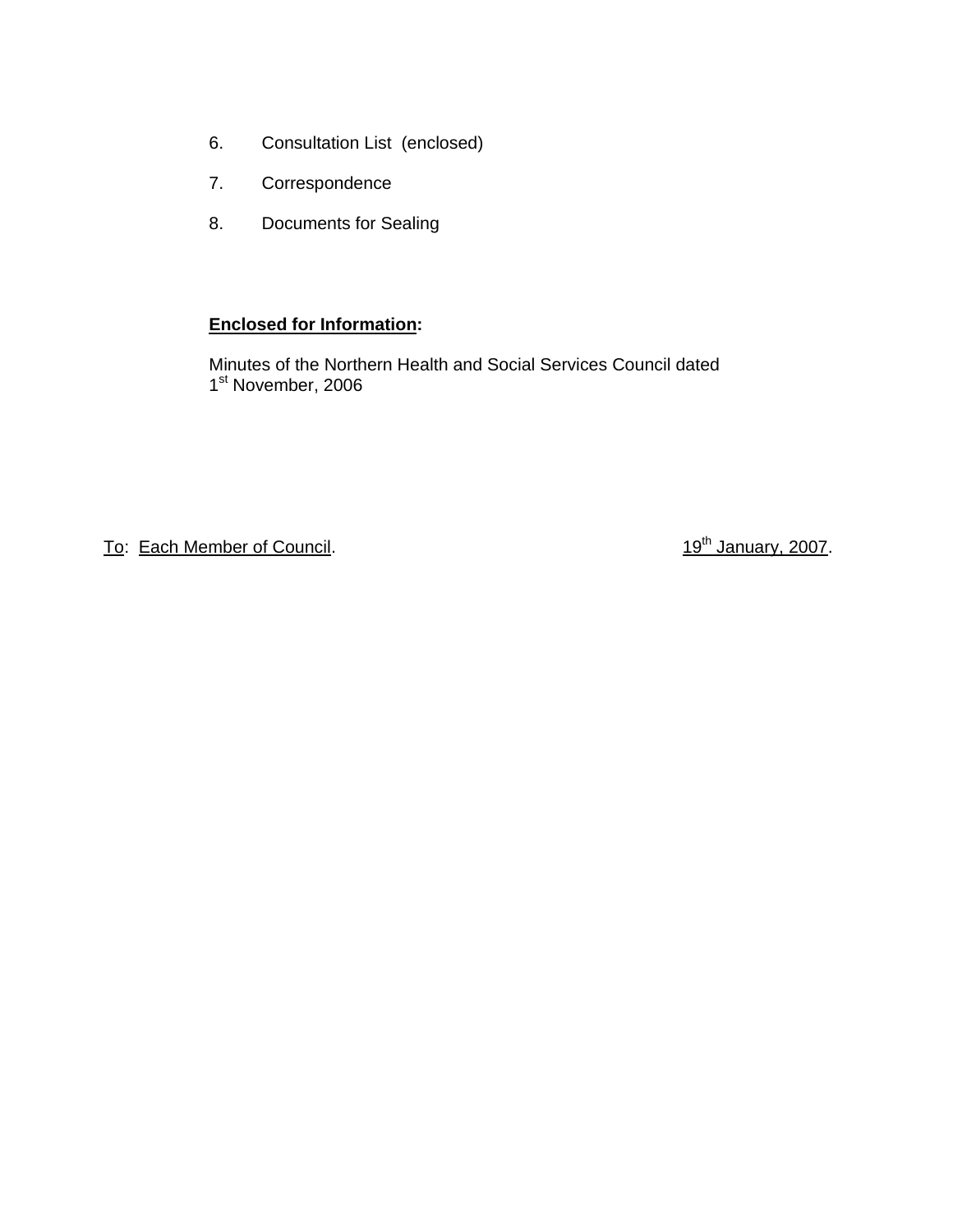6. Consultation List (enclosed)

7. Correspondence

8. Documents for Sealing

**Enclosed for Information:**

Minutes of the Northern Health and Social Services Council dated 1st November, 2006

To: Each Member of Council. 19th January, 2007.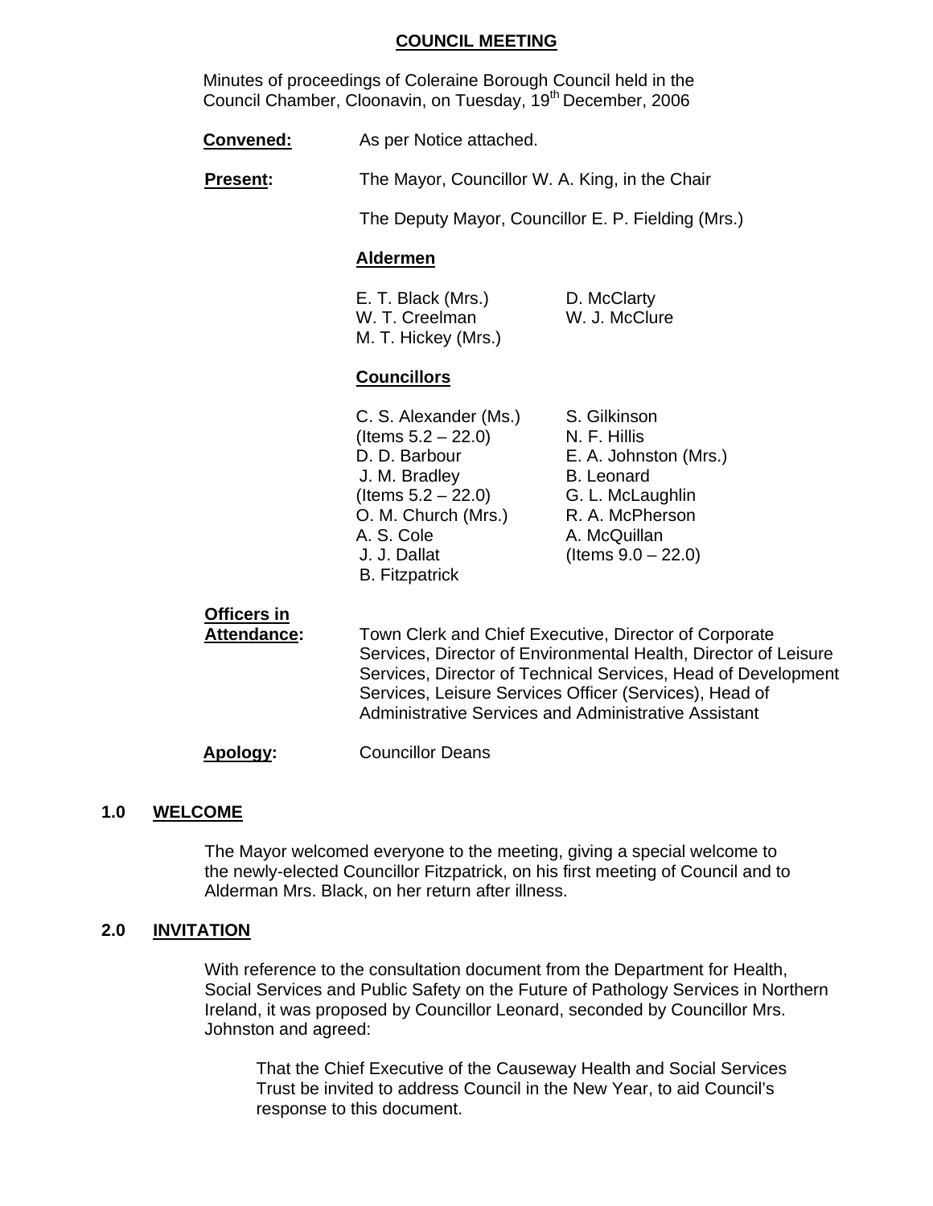## COUNCIL MEETING

Minutes of proceedings of Coleraine Borough Council held in the Council Chamber, Cloonavin, on Tuesday, 19th December, 2006

**Convened:** As per Notice attached.

**Present:** The Mayor, Councillor W. A. King, in the Chair

The Deputy Mayor, Councillor E. P. Fielding (Mrs.)

**Aldermen**

E. T. Black (Mrs.)
W. T. Creelman
M. T. Hickey (Mrs.)
D. McClarty
W. J. McClure

**Councillors**

C. S. Alexander (Ms.) (Items 5.2 – 22.0)
D. D. Barbour
J. M. Bradley (Items 5.2 – 22.0)
O. M. Church (Mrs.)
A. S. Cole
J. J. Dallat
B. Fitzpatrick
S. Gilkinson
N. F. Hillis
E. A. Johnston (Mrs.)
B. Leonard
G. L. McLaughlin
R. A. McPherson
A. McQuillan (Items 9.0 – 22.0)

**Officers in Attendance:** Town Clerk and Chief Executive, Director of Corporate Services, Director of Environmental Health, Director of Leisure Services, Director of Technical Services, Head of Development Services, Leisure Services Officer (Services), Head of Administrative Services and Administrative Assistant

**Apology:** Councillor Deans

### 1.0 WELCOME

The Mayor welcomed everyone to the meeting, giving a special welcome to the newly-elected Councillor Fitzpatrick, on his first meeting of Council and to Alderman Mrs. Black, on her return after illness.

### 2.0 INVITATION

With reference to the consultation document from the Department for Health, Social Services and Public Safety on the Future of Pathology Services in Northern Ireland, it was proposed by Councillor Leonard, seconded by Councillor Mrs. Johnston and agreed:

> That the Chief Executive of the Causeway Health and Social Services Trust be invited to address Council in the New Year, to aid Council's response to this document.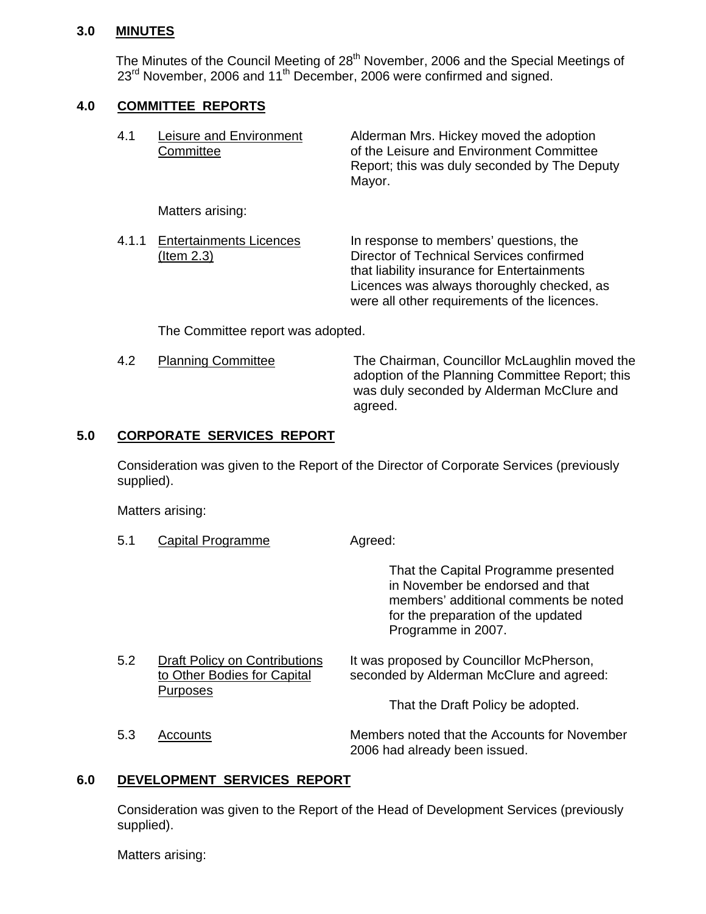## 3.0 MINUTES

The Minutes of the Council Meeting of 28th November, 2006 and the Special Meetings of 23rd November, 2006 and 11th December, 2006 were confirmed and signed.

## 4.0 COMMITTEE REPORTS

4.1 Leisure and Environment Committee — Alderman Mrs. Hickey moved the adoption of the Leisure and Environment Committee Report; this was duly seconded by The Deputy Mayor.

Matters arising:

4.1.1 Entertainments Licences (Item 2.3) — In response to members' questions, the Director of Technical Services confirmed that liability insurance for Entertainments Licences was always thoroughly checked, as were all other requirements of the licences.

The Committee report was adopted.

4.2 Planning Committee — The Chairman, Councillor McLaughlin moved the adoption of the Planning Committee Report; this was duly seconded by Alderman McClure and agreed.

## 5.0 CORPORATE SERVICES REPORT

Consideration was given to the Report of the Director of Corporate Services (previously supplied).

Matters arising:

5.1 Capital Programme — Agreed:

> That the Capital Programme presented in November be endorsed and that members' additional comments be noted for the preparation of the updated Programme in 2007.

5.2 Draft Policy on Contributions to Other Bodies for Capital Purposes — It was proposed by Councillor McPherson, seconded by Alderman McClure and agreed:

> That the Draft Policy be adopted.

5.3 Accounts — Members noted that the Accounts for November 2006 had already been issued.

## 6.0 DEVELOPMENT SERVICES REPORT

Consideration was given to the Report of the Head of Development Services (previously supplied).

Matters arising: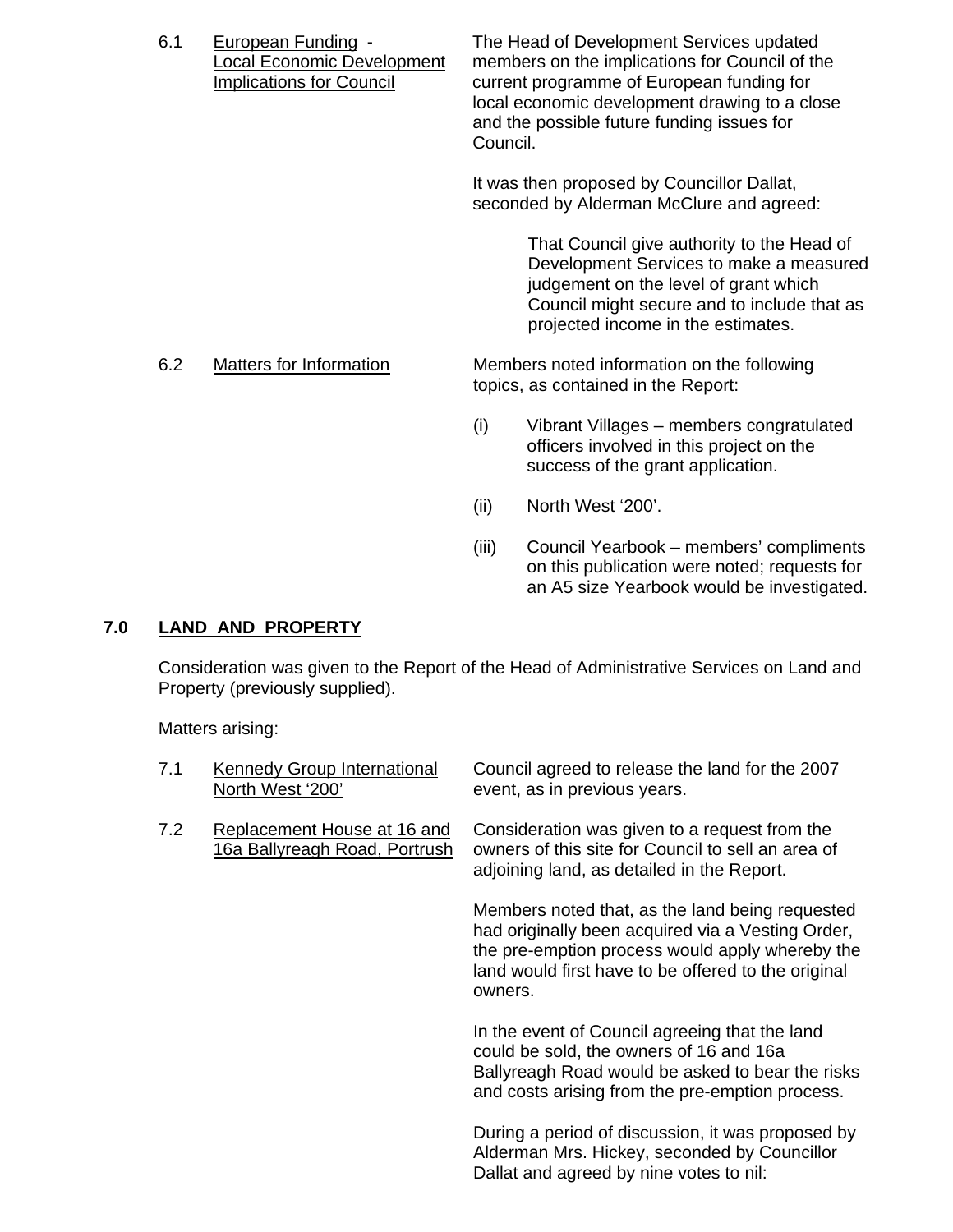6.1 <u>European Funding - Local Economic Development Implications for Council</u>

The Head of Development Services updated members on the implications for Council of the current programme of European funding for local economic development drawing to a close and the possible future funding issues for Council.

It was then proposed by Councillor Dallat, seconded by Alderman McClure and agreed:

> That Council give authority to the Head of Development Services to make a measured judgement on the level of grant which Council might secure and to include that as projected income in the estimates.

6.2 <u>Matters for Information</u>

Members noted information on the following topics, as contained in the Report:

(i) Vibrant Villages – members congratulated officers involved in this project on the success of the grant application.

(ii) North West '200'.

(iii) Council Yearbook – members' compliments on this publication were noted; requests for an A5 size Yearbook would be investigated.

## 7.0 LAND AND PROPERTY

Consideration was given to the Report of the Head of Administrative Services on Land and Property (previously supplied).

Matters arising:

7.1 <u>Kennedy Group International North West '200'</u>

Council agreed to release the land for the 2007 event, as in previous years.

7.2 <u>Replacement House at 16 and 16a Ballyreagh Road, Portrush</u>

Consideration was given to a request from the owners of this site for Council to sell an area of adjoining land, as detailed in the Report.

Members noted that, as the land being requested had originally been acquired via a Vesting Order, the pre-emption process would apply whereby the land would first have to be offered to the original owners.

In the event of Council agreeing that the land could be sold, the owners of 16 and 16a Ballyreagh Road would be asked to bear the risks and costs arising from the pre-emption process.

During a period of discussion, it was proposed by Alderman Mrs. Hickey, seconded by Councillor Dallat and agreed by nine votes to nil: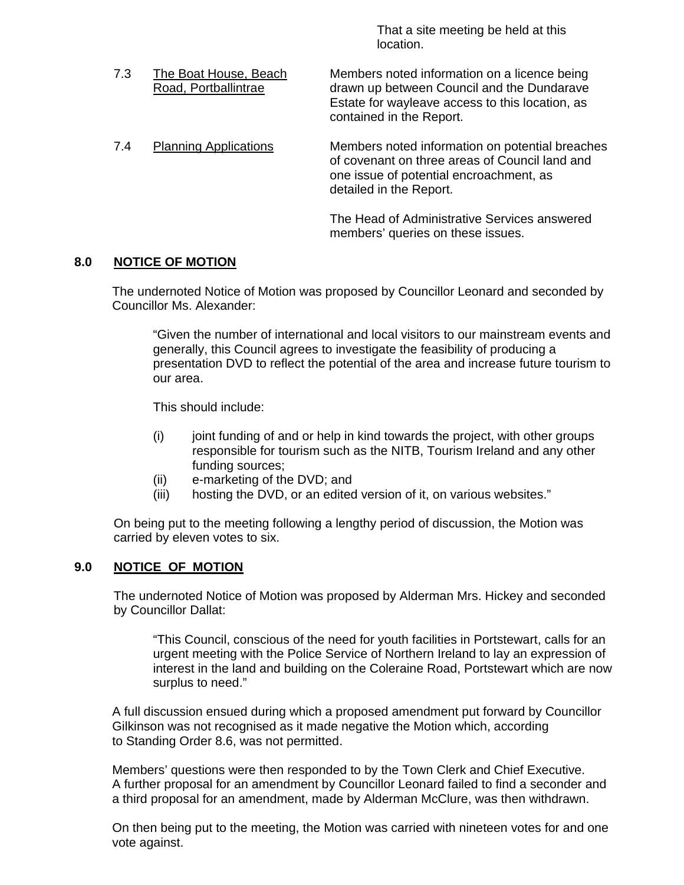That a site meeting be held at this location.

| | | |
|---|---|---|
| 7.3 | <u>The Boat House, Beach Road, Portballintrae</u> | Members noted information on a licence being drawn up between Council and the Dundarave Estate for wayleave access to this location, as contained in the Report. |
| 7.4 | <u>Planning Applications</u> | Members noted information on potential breaches of covenant on three areas of Council land and one issue of potential encroachment, as detailed in the Report.<br><br>The Head of Administrative Services answered members' queries on these issues. |

## 8.0 NOTICE OF MOTION

The undernoted Notice of Motion was proposed by Councillor Leonard and seconded by Councillor Ms. Alexander:

> "Given the number of international and local visitors to our mainstream events and generally, this Council agrees to investigate the feasibility of producing a presentation DVD to reflect the potential of the area and increase future tourism to our area.
>
> This should include:
>
> (i) joint funding of and or help in kind towards the project, with other groups responsible for tourism such as the NITB, Tourism Ireland and any other funding sources;
> (ii) e-marketing of the DVD; and
> (iii) hosting the DVD, or an edited version of it, on various websites."

On being put to the meeting following a lengthy period of discussion, the Motion was carried by eleven votes to six.

## 9.0 NOTICE OF MOTION

The undernoted Notice of Motion was proposed by Alderman Mrs. Hickey and seconded by Councillor Dallat:

> "This Council, conscious of the need for youth facilities in Portstewart, calls for an urgent meeting with the Police Service of Northern Ireland to lay an expression of interest in the land and building on the Coleraine Road, Portstewart which are now surplus to need."

A full discussion ensued during which a proposed amendment put forward by Councillor Gilkinson was not recognised as it made negative the Motion which, according to Standing Order 8.6, was not permitted.

Members' questions were then responded to by the Town Clerk and Chief Executive. A further proposal for an amendment by Councillor Leonard failed to find a seconder and a third proposal for an amendment, made by Alderman McClure, was then withdrawn.

On then being put to the meeting, the Motion was carried with nineteen votes for and one vote against.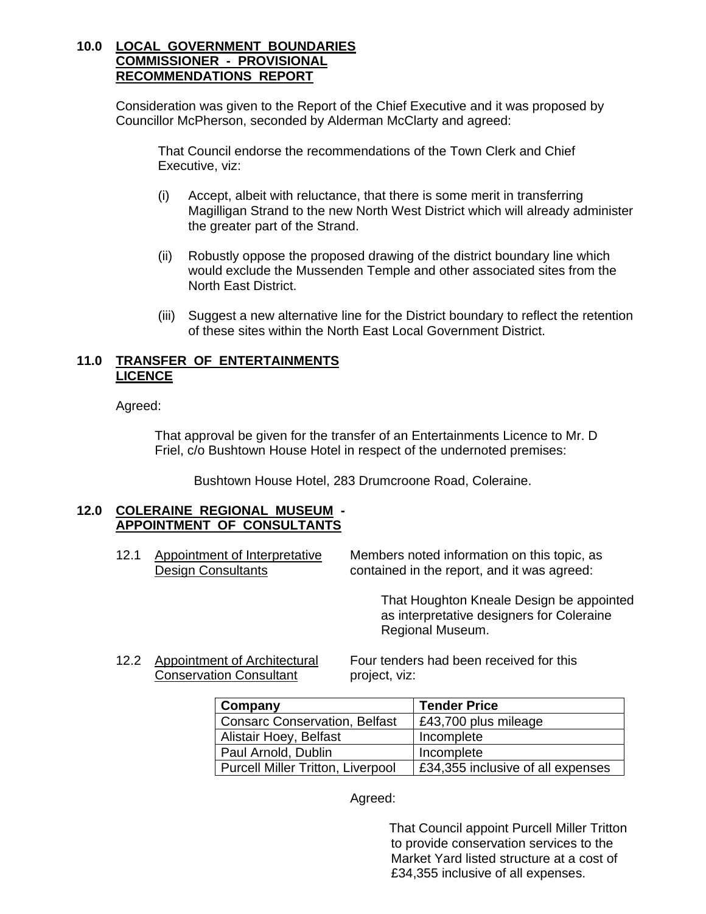## 10.0 LOCAL GOVERNMENT BOUNDARIES COMMISSIONER - PROVISIONAL RECOMMENDATIONS REPORT

Consideration was given to the Report of the Chief Executive and it was proposed by Councillor McPherson, seconded by Alderman McClarty and agreed:

> That Council endorse the recommendations of the Town Clerk and Chief Executive, viz:
>
> (i) Accept, albeit with reluctance, that there is some merit in transferring Magilligan Strand to the new North West District which will already administer the greater part of the Strand.
>
> (ii) Robustly oppose the proposed drawing of the district boundary line which would exclude the Mussenden Temple and other associated sites from the North East District.
>
> (iii) Suggest a new alternative line for the District boundary to reflect the retention of these sites within the North East Local Government District.

## 11.0 TRANSFER OF ENTERTAINMENTS LICENCE

Agreed:

> That approval be given for the transfer of an Entertainments Licence to Mr. D Friel, c/o Bushtown House Hotel in respect of the undernoted premises:
>
> Bushtown House Hotel, 283 Drumcroone Road, Coleraine.

## 12.0 COLERAINE REGIONAL MUSEUM - APPOINTMENT OF CONSULTANTS

12.1 Appointment of Interpretative Design Consultants

Members noted information on this topic, as contained in the report, and it was agreed:

> That Houghton Kneale Design be appointed as interpretative designers for Coleraine Regional Museum.

12.2 Appointment of Architectural Conservation Consultant

Four tenders had been received for this project, viz:

| Company | Tender Price |
|---|---|
| Consarc Conservation, Belfast | £43,700 plus mileage |
| Alistair Hoey, Belfast | Incomplete |
| Paul Arnold, Dublin | Incomplete |
| Purcell Miller Tritton, Liverpool | £34,355 inclusive of all expenses |

Agreed:

> That Council appoint Purcell Miller Tritton to provide conservation services to the Market Yard listed structure at a cost of £34,355 inclusive of all expenses.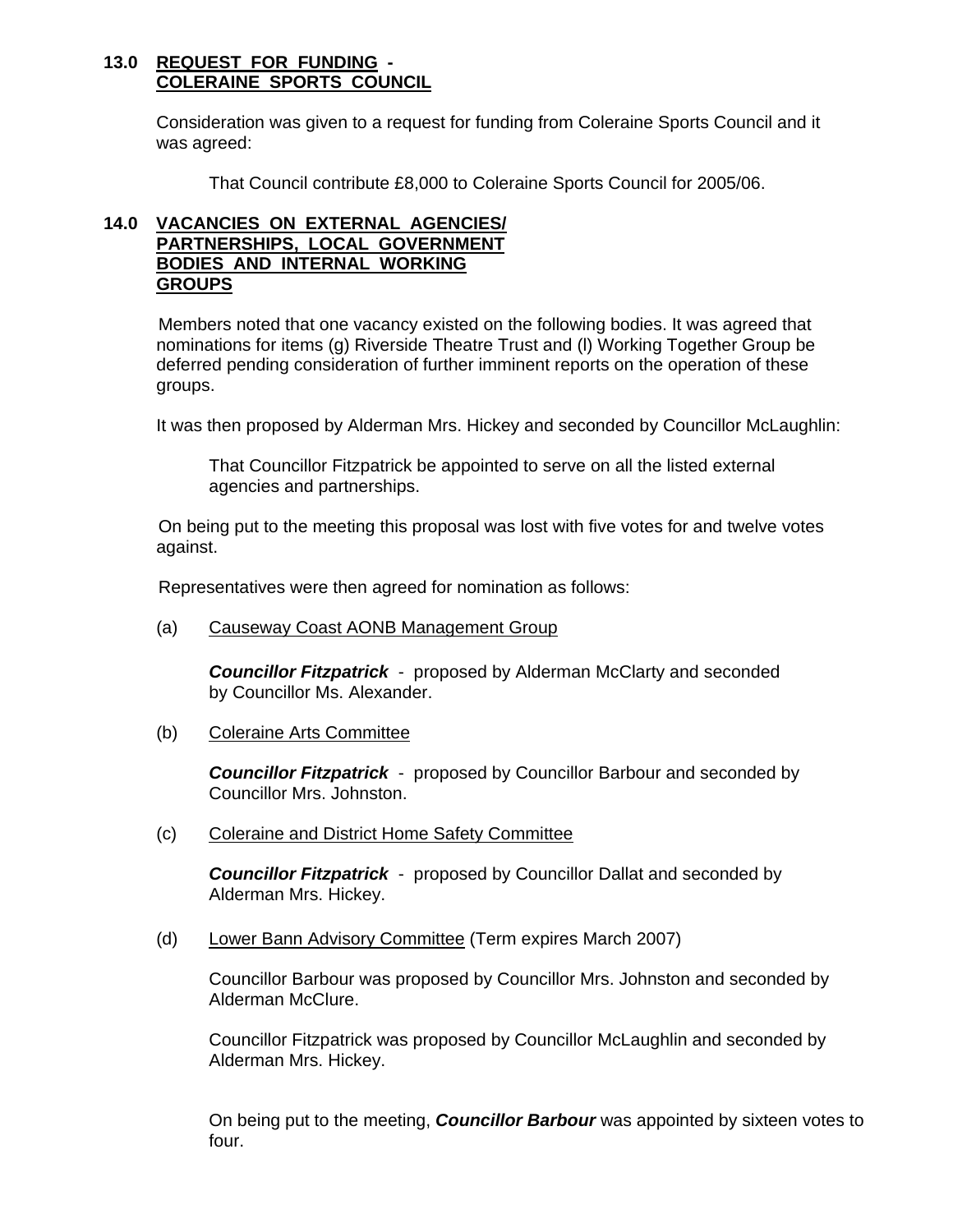## 13.0 REQUEST FOR FUNDING - COLERAINE SPORTS COUNCIL

Consideration was given to a request for funding from Coleraine Sports Council and it was agreed:

> That Council contribute £8,000 to Coleraine Sports Council for 2005/06.

## 14.0 VACANCIES ON EXTERNAL AGENCIES/ PARTNERSHIPS, LOCAL GOVERNMENT BODIES AND INTERNAL WORKING GROUPS

Members noted that one vacancy existed on the following bodies. It was agreed that nominations for items (g) Riverside Theatre Trust and (l) Working Together Group be deferred pending consideration of further imminent reports on the operation of these groups.

It was then proposed by Alderman Mrs. Hickey and seconded by Councillor McLaughlin:

> That Councillor Fitzpatrick be appointed to serve on all the listed external agencies and partnerships.

On being put to the meeting this proposal was lost with five votes for and twelve votes against.

Representatives were then agreed for nomination as follows:

(a) Causeway Coast AONB Management Group

***Councillor Fitzpatrick*** - proposed by Alderman McClarty and seconded by Councillor Ms. Alexander.

(b) Coleraine Arts Committee

***Councillor Fitzpatrick*** - proposed by Councillor Barbour and seconded by Councillor Mrs. Johnston.

(c) Coleraine and District Home Safety Committee

***Councillor Fitzpatrick*** - proposed by Councillor Dallat and seconded by Alderman Mrs. Hickey.

(d) Lower Bann Advisory Committee (Term expires March 2007)

Councillor Barbour was proposed by Councillor Mrs. Johnston and seconded by Alderman McClure.

Councillor Fitzpatrick was proposed by Councillor McLaughlin and seconded by Alderman Mrs. Hickey.

On being put to the meeting, ***Councillor Barbour*** was appointed by sixteen votes to four.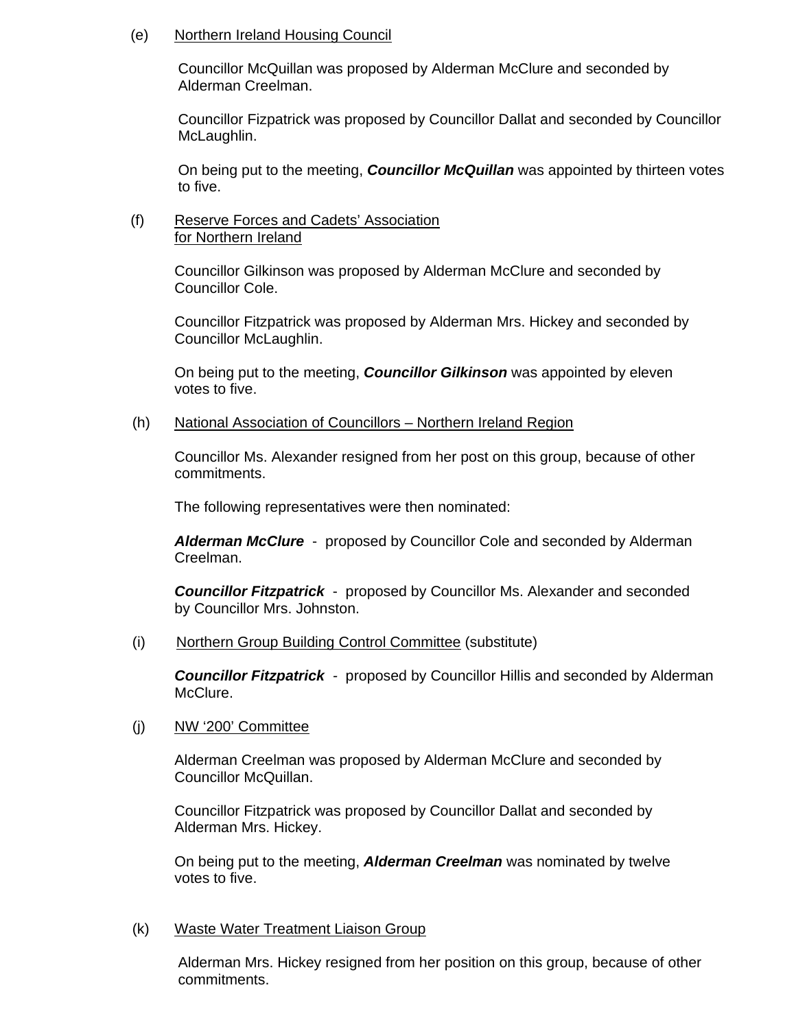(e) Northern Ireland Housing Council

Councillor McQuillan was proposed by Alderman McClure and seconded by Alderman Creelman.

Councillor Fizpatrick was proposed by Councillor Dallat and seconded by Councillor McLaughlin.

On being put to the meeting, ***Councillor McQuillan*** was appointed by thirteen votes to five.

(f) Reserve Forces and Cadets' Association for Northern Ireland

Councillor Gilkinson was proposed by Alderman McClure and seconded by Councillor Cole.

Councillor Fitzpatrick was proposed by Alderman Mrs. Hickey and seconded by Councillor McLaughlin.

On being put to the meeting, ***Councillor Gilkinson*** was appointed by eleven votes to five.

(h) National Association of Councillors – Northern Ireland Region

Councillor Ms. Alexander resigned from her post on this group, because of other commitments.

The following representatives were then nominated:

***Alderman McClure*** - proposed by Councillor Cole and seconded by Alderman Creelman.

***Councillor Fitzpatrick*** - proposed by Councillor Ms. Alexander and seconded by Councillor Mrs. Johnston.

(i) Northern Group Building Control Committee (substitute)

***Councillor Fitzpatrick*** - proposed by Councillor Hillis and seconded by Alderman McClure.

(j) NW '200' Committee

Alderman Creelman was proposed by Alderman McClure and seconded by Councillor McQuillan.

Councillor Fitzpatrick was proposed by Councillor Dallat and seconded by Alderman Mrs. Hickey.

On being put to the meeting, ***Alderman Creelman*** was nominated by twelve votes to five.

(k) Waste Water Treatment Liaison Group

Alderman Mrs. Hickey resigned from her position on this group, because of other commitments.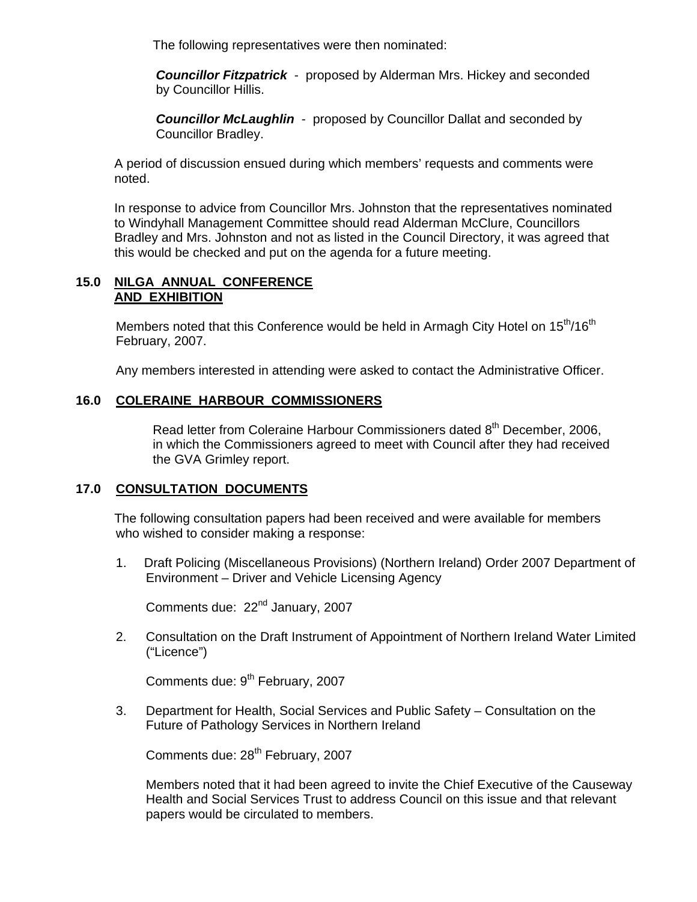The following representatives were then nominated:

***Councillor Fitzpatrick*** - proposed by Alderman Mrs. Hickey and seconded by Councillor Hillis.

***Councillor McLaughlin*** - proposed by Councillor Dallat and seconded by Councillor Bradley.

A period of discussion ensued during which members' requests and comments were noted.

In response to advice from Councillor Mrs. Johnston that the representatives nominated to Windyhall Management Committee should read Alderman McClure, Councillors Bradley and Mrs. Johnston and not as listed in the Council Directory, it was agreed that this would be checked and put on the agenda for a future meeting.

## 15.0 NILGA ANNUAL CONFERENCE AND EXHIBITION

Members noted that this Conference would be held in Armagh City Hotel on 15th/16th February, 2007.

Any members interested in attending were asked to contact the Administrative Officer.

## 16.0 COLERAINE HARBOUR COMMISSIONERS

Read letter from Coleraine Harbour Commissioners dated 8th December, 2006, in which the Commissioners agreed to meet with Council after they had received the GVA Grimley report.

## 17.0 CONSULTATION DOCUMENTS

The following consultation papers had been received and were available for members who wished to consider making a response:

1. Draft Policing (Miscellaneous Provisions) (Northern Ireland) Order 2007 Department of Environment – Driver and Vehicle Licensing Agency

   Comments due: 22nd January, 2007

2. Consultation on the Draft Instrument of Appointment of Northern Ireland Water Limited ("Licence")

   Comments due: 9th February, 2007

3. Department for Health, Social Services and Public Safety – Consultation on the Future of Pathology Services in Northern Ireland

   Comments due: 28th February, 2007

   Members noted that it had been agreed to invite the Chief Executive of the Causeway Health and Social Services Trust to address Council on this issue and that relevant papers would be circulated to members.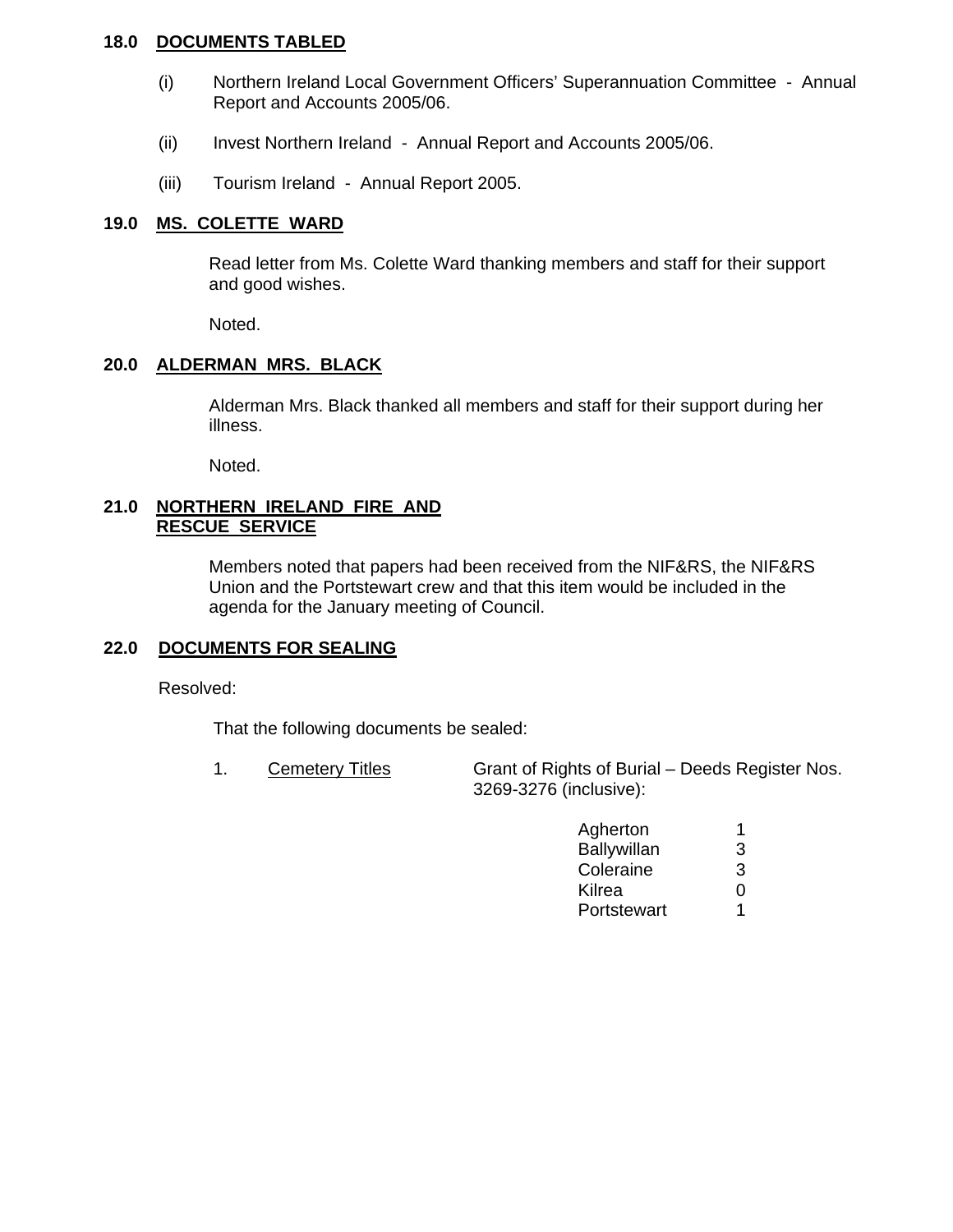## 18.0 DOCUMENTS TABLED

(i) Northern Ireland Local Government Officers' Superannuation Committee - Annual Report and Accounts 2005/06.

(ii) Invest Northern Ireland - Annual Report and Accounts 2005/06.

(iii) Tourism Ireland - Annual Report 2005.

## 19.0 MS. COLETTE WARD

Read letter from Ms. Colette Ward thanking members and staff for their support and good wishes.

Noted.

## 20.0 ALDERMAN MRS. BLACK

Alderman Mrs. Black thanked all members and staff for their support during her illness.

Noted.

## 21.0 NORTHERN IRELAND FIRE AND RESCUE SERVICE

Members noted that papers had been received from the NIF&RS, the NIF&RS Union and the Portstewart crew and that this item would be included in the agenda for the January meeting of Council.

## 22.0 DOCUMENTS FOR SEALING

Resolved:

That the following documents be sealed:

1. Cemetery Titles — Grant of Rights of Burial – Deeds Register Nos. 3269-3276 (inclusive):

| | |
|---|---|
| Agherton | 1 |
| Ballywillan | 3 |
| Coleraine | 3 |
| Kilrea | 0 |
| Portstewart | 1 |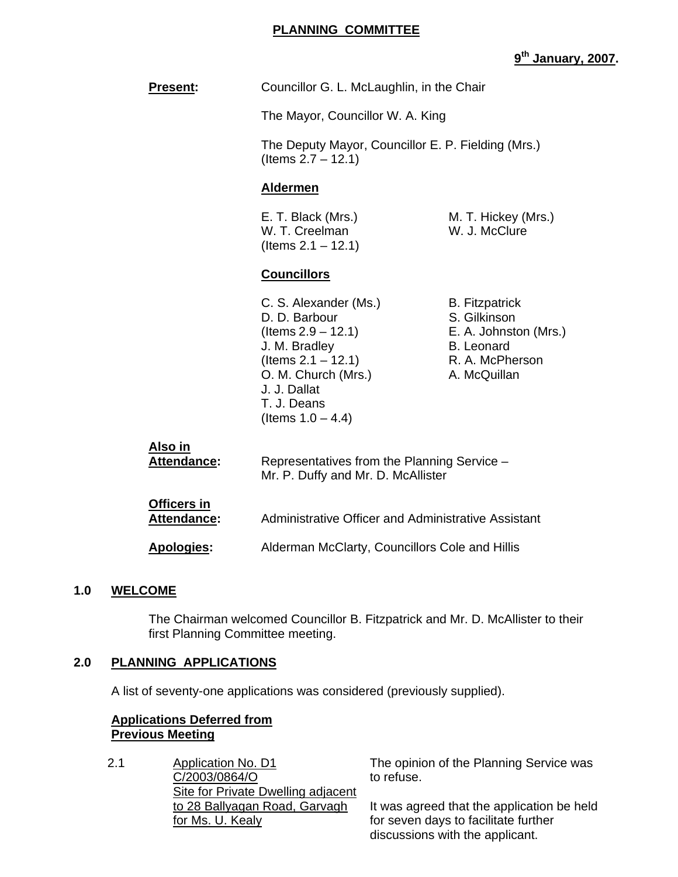**PLANNING COMMITTEE**

**9th January, 2007.**

**Present:** Councillor G. L. McLaughlin, in the Chair

The Mayor, Councillor W. A. King

The Deputy Mayor, Councillor E. P. Fielding (Mrs.) (Items 2.7 – 12.1)

**Aldermen**

E. T. Black (Mrs.)
W. T. Creelman (Items 2.1 – 12.1)
M. T. Hickey (Mrs.)
W. J. McClure

**Councillors**

C. S. Alexander (Ms.)
D. D. Barbour (Items 2.9 – 12.1)
J. M. Bradley (Items 2.1 – 12.1)
O. M. Church (Mrs.)
J. J. Dallat
T. J. Deans (Items 1.0 – 4.4)
B. Fitzpatrick
S. Gilkinson
E. A. Johnston (Mrs.)
B. Leonard
R. A. McPherson
A. McQuillan

**Also in Attendance:** Representatives from the Planning Service – Mr. P. Duffy and Mr. D. McAllister

**Officers in Attendance:** Administrative Officer and Administrative Assistant

**Apologies:** Alderman McClarty, Councillors Cole and Hillis

## 1.0 WELCOME

The Chairman welcomed Councillor B. Fitzpatrick and Mr. D. McAllister to their first Planning Committee meeting.

## 2.0 PLANNING APPLICATIONS

A list of seventy-one applications was considered (previously supplied).

**Applications Deferred from Previous Meeting**

2.1 Application No. D1 C/2003/0864/O Site for Private Dwelling adjacent to 28 Ballyagan Road, Garvagh for Ms. U. Kealy

The opinion of the Planning Service was to refuse.

It was agreed that the application be held for seven days to facilitate further discussions with the applicant.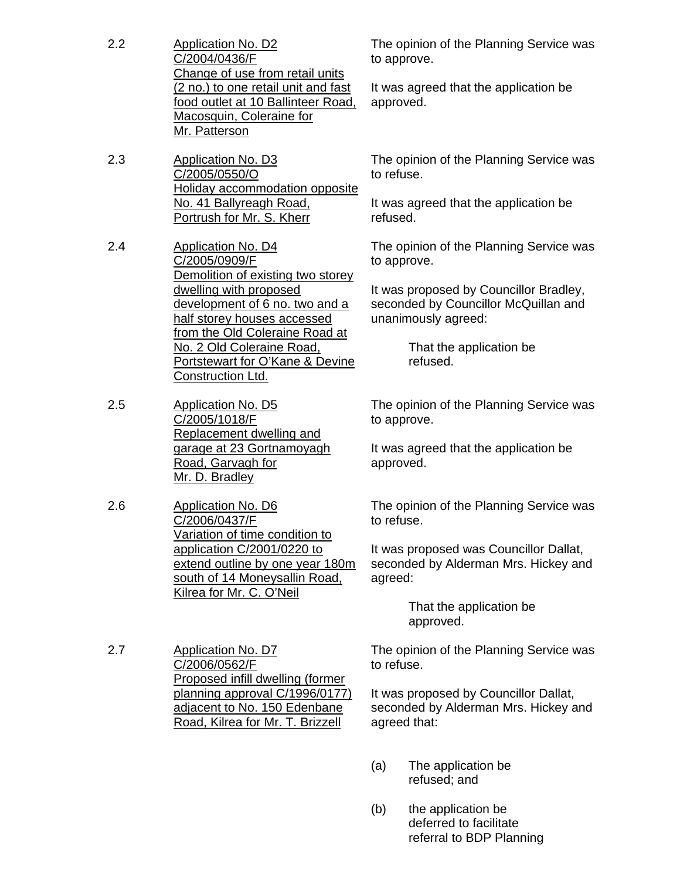2.2 **Application No. D2 C/2004/0436/F Change of use from retail units (2 no.) to one retail unit and fast food outlet at 10 Ballinteer Road, Macosquin, Coleraine for Mr. Patterson**

The opinion of the Planning Service was to approve.

It was agreed that the application be approved.

2.3 **Application No. D3 C/2005/0550/O Holiday accommodation opposite No. 41 Ballyreagh Road, Portrush for Mr. S. Kherr**

The opinion of the Planning Service was to refuse.

It was agreed that the application be refused.

2.4 **Application No. D4 C/2005/0909/F Demolition of existing two storey dwelling with proposed development of 6 no. two and a half storey houses accessed from the Old Coleraine Road at No. 2 Old Coleraine Road, Portstewart for O'Kane & Devine Construction Ltd.**

The opinion of the Planning Service was to approve.

It was proposed by Councillor Bradley, seconded by Councillor McQuillan and unanimously agreed:

> That the application be refused.

2.5 **Application No. D5 C/2005/1018/F Replacement dwelling and garage at 23 Gortnamoyagh Road, Garvagh for Mr. D. Bradley**

The opinion of the Planning Service was to approve.

It was agreed that the application be approved.

2.6 **Application No. D6 C/2006/0437/F Variation of time condition to application C/2001/0220 to extend outline by one year 180m south of 14 Moneysallin Road, Kilrea for Mr. C. O'Neil**

The opinion of the Planning Service was to refuse.

It was proposed was Councillor Dallat, seconded by Alderman Mrs. Hickey and agreed:

> That the application be approved.

2.7 **Application No. D7 C/2006/0562/F Proposed infill dwelling (former planning approval C/1996/0177) adjacent to No. 150 Edenbane Road, Kilrea for Mr. T. Brizzell**

The opinion of the Planning Service was to refuse.

It was proposed by Councillor Dallat, seconded by Alderman Mrs. Hickey and agreed that:

(a) The application be refused; and

(b) the application be deferred to facilitate referral to BDP Planning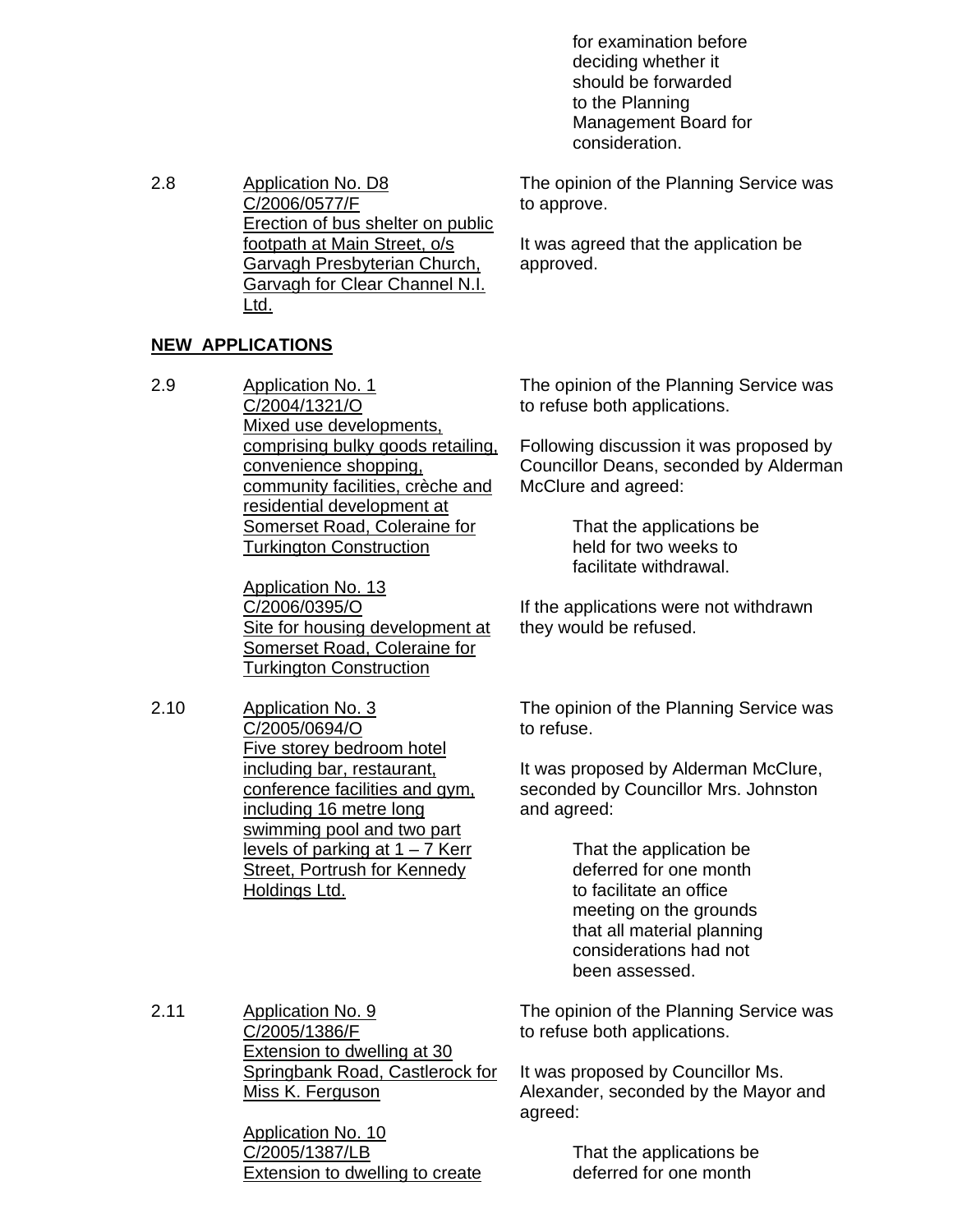for examination before deciding whether it should be forwarded to the Planning Management Board for consideration.

2.8 Application No. D8
C/2006/0577/F
Erection of bus shelter on public footpath at Main Street, o/s Garvagh Presbyterian Church, Garvagh for Clear Channel N.I. Ltd.

The opinion of the Planning Service was to approve.

It was agreed that the application be approved.

**NEW APPLICATIONS**

2.9 Application No. 1
C/2004/1321/O
Mixed use developments, comprising bulky goods retailing, convenience shopping, community facilities, crèche and residential development at Somerset Road, Coleraine for Turkington Construction

Application No. 13
C/2006/0395/O
Site for housing development at Somerset Road, Coleraine for Turkington Construction

The opinion of the Planning Service was to refuse both applications.

Following discussion it was proposed by Councillor Deans, seconded by Alderman McClure and agreed:

> That the applications be held for two weeks to facilitate withdrawal.

If the applications were not withdrawn they would be refused.

2.10 Application No. 3
C/2005/0694/O
Five storey bedroom hotel including bar, restaurant, conference facilities and gym, including 16 metre long swimming pool and two part levels of parking at 1 – 7 Kerr Street, Portrush for Kennedy Holdings Ltd.

The opinion of the Planning Service was to refuse.

It was proposed by Alderman McClure, seconded by Councillor Mrs. Johnston and agreed:

> That the application be deferred for one month to facilitate an office meeting on the grounds that all material planning considerations had not been assessed.

2.11 Application No. 9
C/2005/1386/F
Extension to dwelling at 30 Springbank Road, Castlerock for Miss K. Ferguson

Application No. 10
C/2005/1387/LB
Extension to dwelling to create

The opinion of the Planning Service was to refuse both applications.

It was proposed by Councillor Ms. Alexander, seconded by the Mayor and agreed:

> That the applications be deferred for one month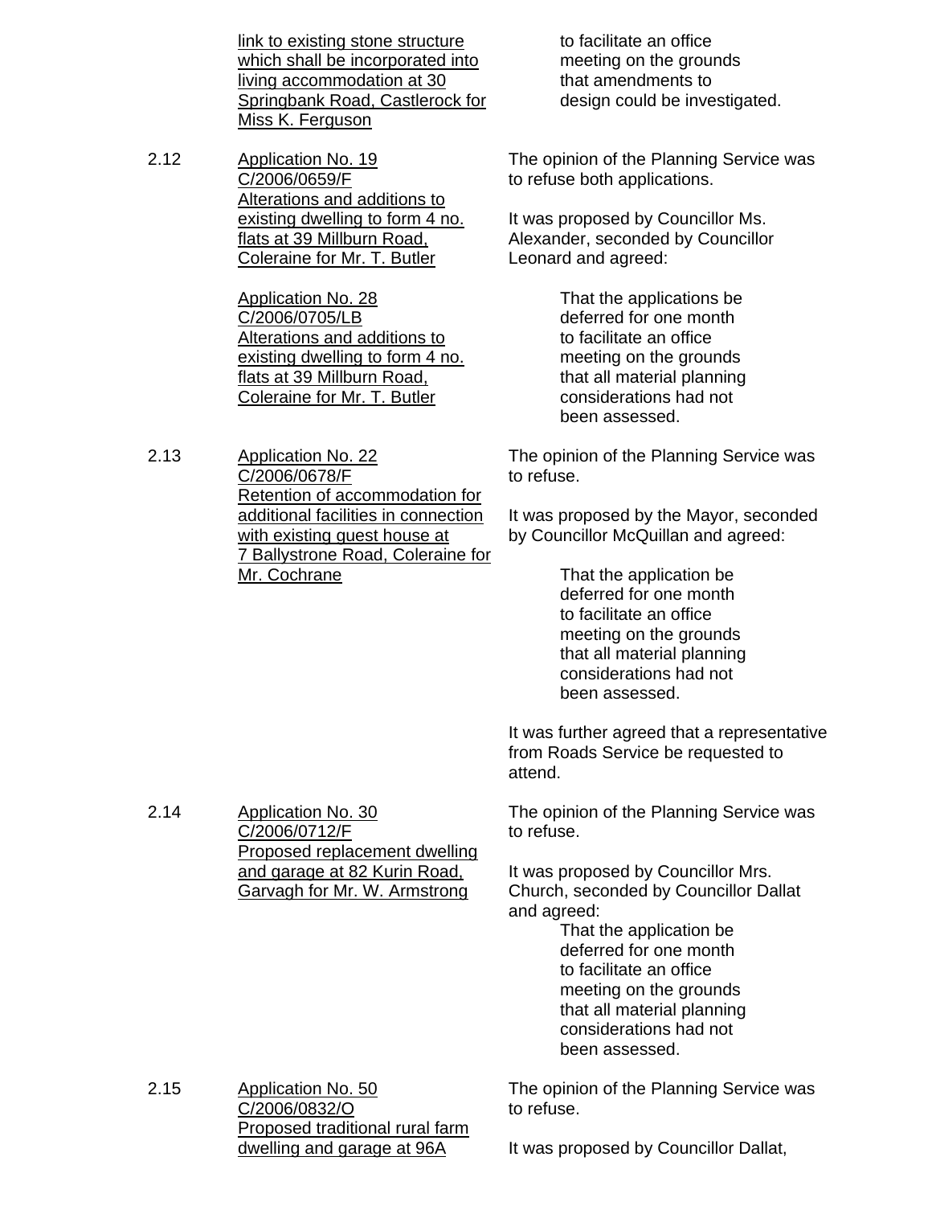link to existing stone structure which shall be incorporated into living accommodation at 30 Springbank Road, Castlerock for Miss K. Ferguson

to facilitate an office meeting on the grounds that amendments to design could be investigated.

2.12 Application No. 19 C/2006/0659/F Alterations and additions to existing dwelling to form 4 no. flats at 39 Millburn Road, Coleraine for Mr. T. Butler

Application No. 28 C/2006/0705/LB Alterations and additions to existing dwelling to form 4 no. flats at 39 Millburn Road, Coleraine for Mr. T. Butler

The opinion of the Planning Service was to refuse both applications.

It was proposed by Councillor Ms. Alexander, seconded by Councillor Leonard and agreed:

> That the applications be deferred for one month to facilitate an office meeting on the grounds that all material planning considerations had not been assessed.

2.13 Application No. 22 C/2006/0678/F Retention of accommodation for additional facilities in connection with existing guest house at 7 Ballystrone Road, Coleraine for Mr. Cochrane

The opinion of the Planning Service was to refuse.

It was proposed by the Mayor, seconded by Councillor McQuillan and agreed:

> That the application be deferred for one month to facilitate an office meeting on the grounds that all material planning considerations had not been assessed.

It was further agreed that a representative from Roads Service be requested to attend.

2.14 Application No. 30 C/2006/0712/F Proposed replacement dwelling and garage at 82 Kurin Road, Garvagh for Mr. W. Armstrong

The opinion of the Planning Service was to refuse.

It was proposed by Councillor Mrs. Church, seconded by Councillor Dallat and agreed:

> That the application be deferred for one month to facilitate an office meeting on the grounds that all material planning considerations had not been assessed.

2.15 Application No. 50 C/2006/0832/O Proposed traditional rural farm dwelling and garage at 96A

The opinion of the Planning Service was to refuse.

It was proposed by Councillor Dallat,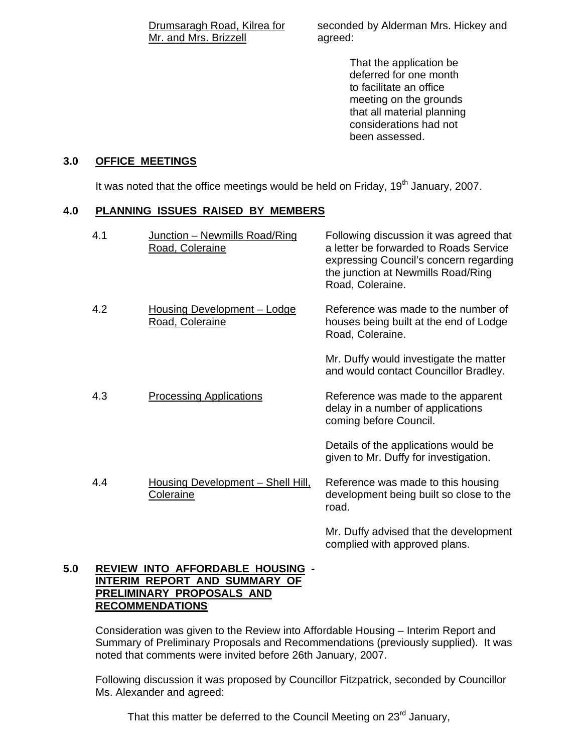| Drumsaragh Road, Kilrea for Mr. and Mrs. Brizzell | seconded by Alderman Mrs. Hickey and agreed: |
|---|---|
| | That the application be deferred for one month to facilitate an office meeting on the grounds that all material planning considerations had not been assessed. |

**3.0 OFFICE MEETINGS**

It was noted that the office meetings would be held on Friday, 19th January, 2007.

**4.0 PLANNING ISSUES RAISED BY MEMBERS**

| | | |
|---|---|---|
| 4.1 | Junction – Newmills Road/Ring Road, Coleraine | Following discussion it was agreed that a letter be forwarded to Roads Service expressing Council's concern regarding the junction at Newmills Road/Ring Road, Coleraine. |
| 4.2 | Housing Development – Lodge Road, Coleraine | Reference was made to the number of houses being built at the end of Lodge Road, Coleraine.<br><br>Mr. Duffy would investigate the matter and would contact Councillor Bradley. |
| 4.3 | Processing Applications | Reference was made to the apparent delay in a number of applications coming before Council.<br><br>Details of the applications would be given to Mr. Duffy for investigation. |
| 4.4 | Housing Development – Shell Hill, Coleraine | Reference was made to this housing development being built so close to the road.<br><br>Mr. Duffy advised that the development complied with approved plans. |

**5.0 REVIEW INTO AFFORDABLE HOUSING - INTERIM REPORT AND SUMMARY OF PRELIMINARY PROPOSALS AND RECOMMENDATIONS**

Consideration was given to the Review into Affordable Housing – Interim Report and Summary of Preliminary Proposals and Recommendations (previously supplied). It was noted that comments were invited before 26th January, 2007.

Following discussion it was proposed by Councillor Fitzpatrick, seconded by Councillor Ms. Alexander and agreed:

That this matter be deferred to the Council Meeting on 23rd January,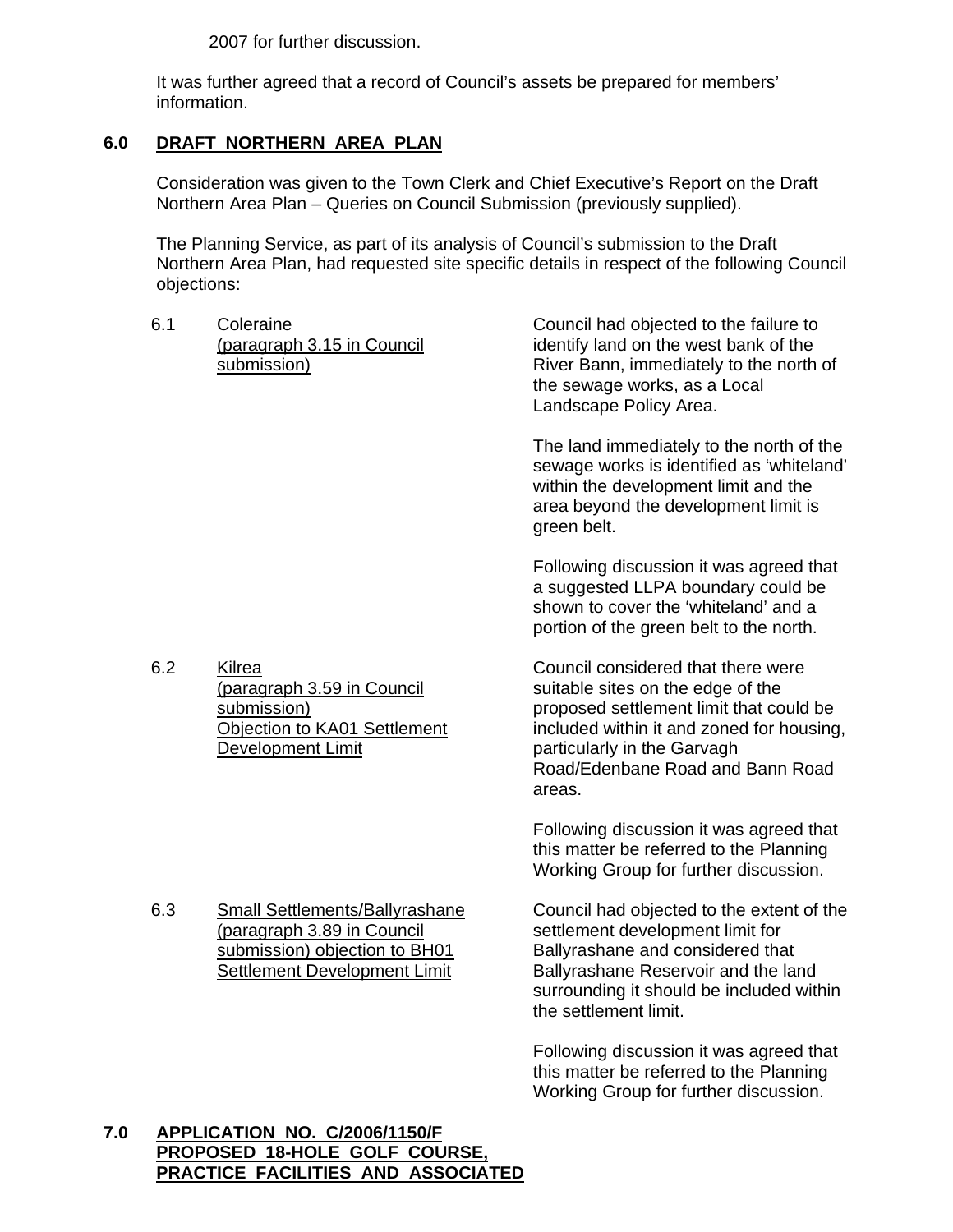2007 for further discussion.

It was further agreed that a record of Council's assets be prepared for members' information.

## 6.0 DRAFT NORTHERN AREA PLAN

Consideration was given to the Town Clerk and Chief Executive's Report on the Draft Northern Area Plan – Queries on Council Submission (previously supplied).

The Planning Service, as part of its analysis of Council's submission to the Draft Northern Area Plan, had requested site specific details in respect of the following Council objections:

6.1 Coleraine (paragraph 3.15 in Council submission)

Council had objected to the failure to identify land on the west bank of the River Bann, immediately to the north of the sewage works, as a Local Landscape Policy Area.

The land immediately to the north of the sewage works is identified as 'whiteland' within the development limit and the area beyond the development limit is green belt.

Following discussion it was agreed that a suggested LLPA boundary could be shown to cover the 'whiteland' and a portion of the green belt to the north.

6.2 Kilrea (paragraph 3.59 in Council submission) Objection to KA01 Settlement Development Limit

Council considered that there were suitable sites on the edge of the proposed settlement limit that could be included within it and zoned for housing, particularly in the Garvagh Road/Edenbane Road and Bann Road areas.

Following discussion it was agreed that this matter be referred to the Planning Working Group for further discussion.

6.3 Small Settlements/Ballyrashane (paragraph 3.89 in Council submission) objection to BH01 Settlement Development Limit

Council had objected to the extent of the settlement development limit for Ballyrashane and considered that Ballyrashane Reservoir and the land surrounding it should be included within the settlement limit.

Following discussion it was agreed that this matter be referred to the Planning Working Group for further discussion.

## 7.0 APPLICATION NO. C/2006/1150/F PROPOSED 18-HOLE GOLF COURSE, PRACTICE FACILITIES AND ASSOCIATED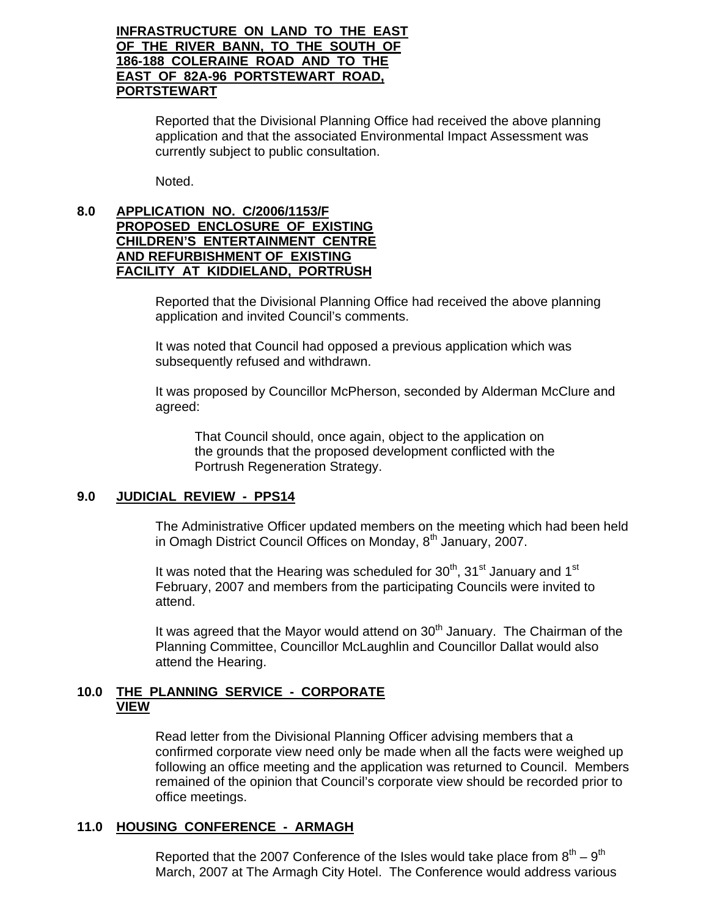**INFRASTRUCTURE ON LAND TO THE EAST OF THE RIVER BANN, TO THE SOUTH OF 186-188 COLERAINE ROAD AND TO THE EAST OF 82A-96 PORTSTEWART ROAD, PORTSTEWART**

Reported that the Divisional Planning Office had received the above planning application and that the associated Environmental Impact Assessment was currently subject to public consultation.

Noted.

## 8.0 APPLICATION NO. C/2006/1153/F PROPOSED ENCLOSURE OF EXISTING CHILDREN'S ENTERTAINMENT CENTRE AND REFURBISHMENT OF EXISTING FACILITY AT KIDDIELAND, PORTRUSH

Reported that the Divisional Planning Office had received the above planning application and invited Council's comments.

It was noted that Council had opposed a previous application which was subsequently refused and withdrawn.

It was proposed by Councillor McPherson, seconded by Alderman McClure and agreed:

> That Council should, once again, object to the application on the grounds that the proposed development conflicted with the Portrush Regeneration Strategy.

## 9.0 JUDICIAL REVIEW - PPS14

The Administrative Officer updated members on the meeting which had been held in Omagh District Council Offices on Monday, 8th January, 2007.

It was noted that the Hearing was scheduled for 30th, 31st January and 1st February, 2007 and members from the participating Councils were invited to attend.

It was agreed that the Mayor would attend on 30th January. The Chairman of the Planning Committee, Councillor McLaughlin and Councillor Dallat would also attend the Hearing.

## 10.0 THE PLANNING SERVICE - CORPORATE VIEW

Read letter from the Divisional Planning Officer advising members that a confirmed corporate view need only be made when all the facts were weighed up following an office meeting and the application was returned to Council. Members remained of the opinion that Council's corporate view should be recorded prior to office meetings.

## 11.0 HOUSING CONFERENCE - ARMAGH

Reported that the 2007 Conference of the Isles would take place from 8th – 9th March, 2007 at The Armagh City Hotel. The Conference would address various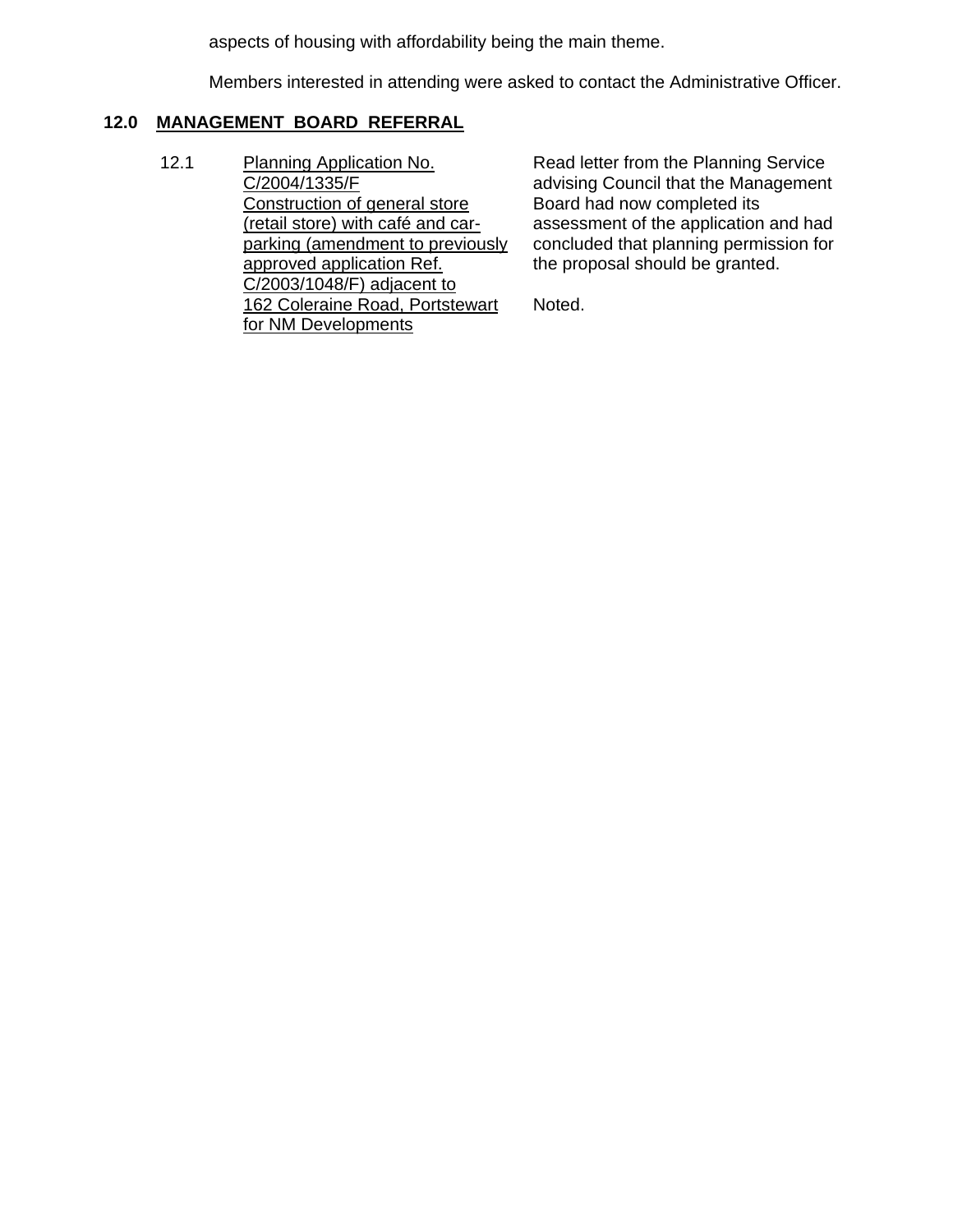aspects of housing with affordability being the main theme.

Members interested in attending were asked to contact the Administrative Officer.

## 12.0 MANAGEMENT BOARD REFERRAL

12.1 Planning Application No. C/2004/1335/F Construction of general store (retail store) with café and car-parking (amendment to previously approved application Ref. C/2003/1048/F) adjacent to 162 Coleraine Road, Portstewart for NM Developments

Read letter from the Planning Service advising Council that the Management Board had now completed its assessment of the application and had concluded that planning permission for the proposal should be granted.

Noted.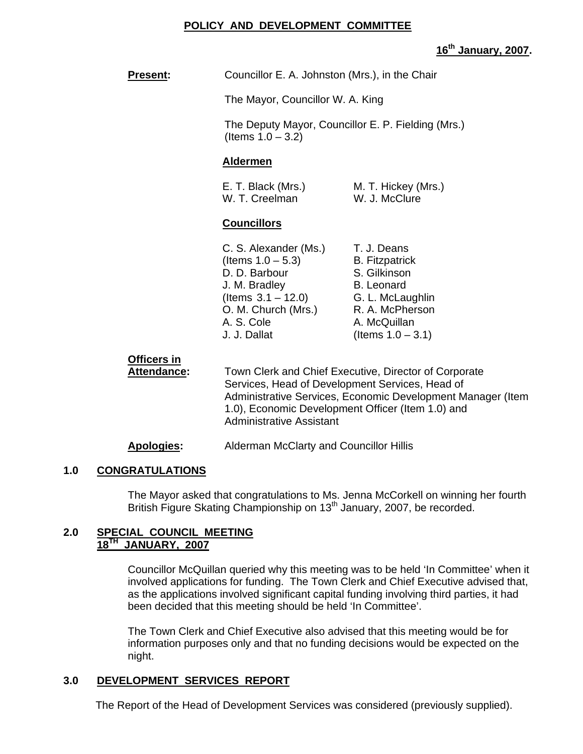**POLICY AND DEVELOPMENT COMMITTEE**

**16th January, 2007.**

**Present:** Councillor E. A. Johnston (Mrs.), in the Chair

The Mayor, Councillor W. A. King

The Deputy Mayor, Councillor E. P. Fielding (Mrs.) (Items 1.0 – 3.2)

**Aldermen**

E. T. Black (Mrs.)
M. T. Hickey (Mrs.)
W. T. Creelman
W. J. McClure

**Councillors**

C. S. Alexander (Ms.) (Items 1.0 – 5.3)
D. D. Barbour
J. M. Bradley (Items 3.1 – 12.0)
O. M. Church (Mrs.)
A. S. Cole
J. J. Dallat
T. J. Deans
B. Fitzpatrick
S. Gilkinson
B. Leonard
G. L. McLaughlin
R. A. McPherson
A. McQuillan (Items 1.0 – 3.1)

**Officers in Attendance:** Town Clerk and Chief Executive, Director of Corporate Services, Head of Development Services, Head of Administrative Services, Economic Development Manager (Item 1.0), Economic Development Officer (Item 1.0) and Administrative Assistant

**Apologies:** Alderman McClarty and Councillor Hillis

## 1.0 CONGRATULATIONS

The Mayor asked that congratulations to Ms. Jenna McCorkell on winning her fourth British Figure Skating Championship on 13th January, 2007, be recorded.

## 2.0 SPECIAL COUNCIL MEETING 18TH JANUARY, 2007

Councillor McQuillan queried why this meeting was to be held 'In Committee' when it involved applications for funding. The Town Clerk and Chief Executive advised that, as the applications involved significant capital funding involving third parties, it had been decided that this meeting should be held 'In Committee'.

The Town Clerk and Chief Executive also advised that this meeting would be for information purposes only and that no funding decisions would be expected on the night.

## 3.0 DEVELOPMENT SERVICES REPORT

The Report of the Head of Development Services was considered (previously supplied).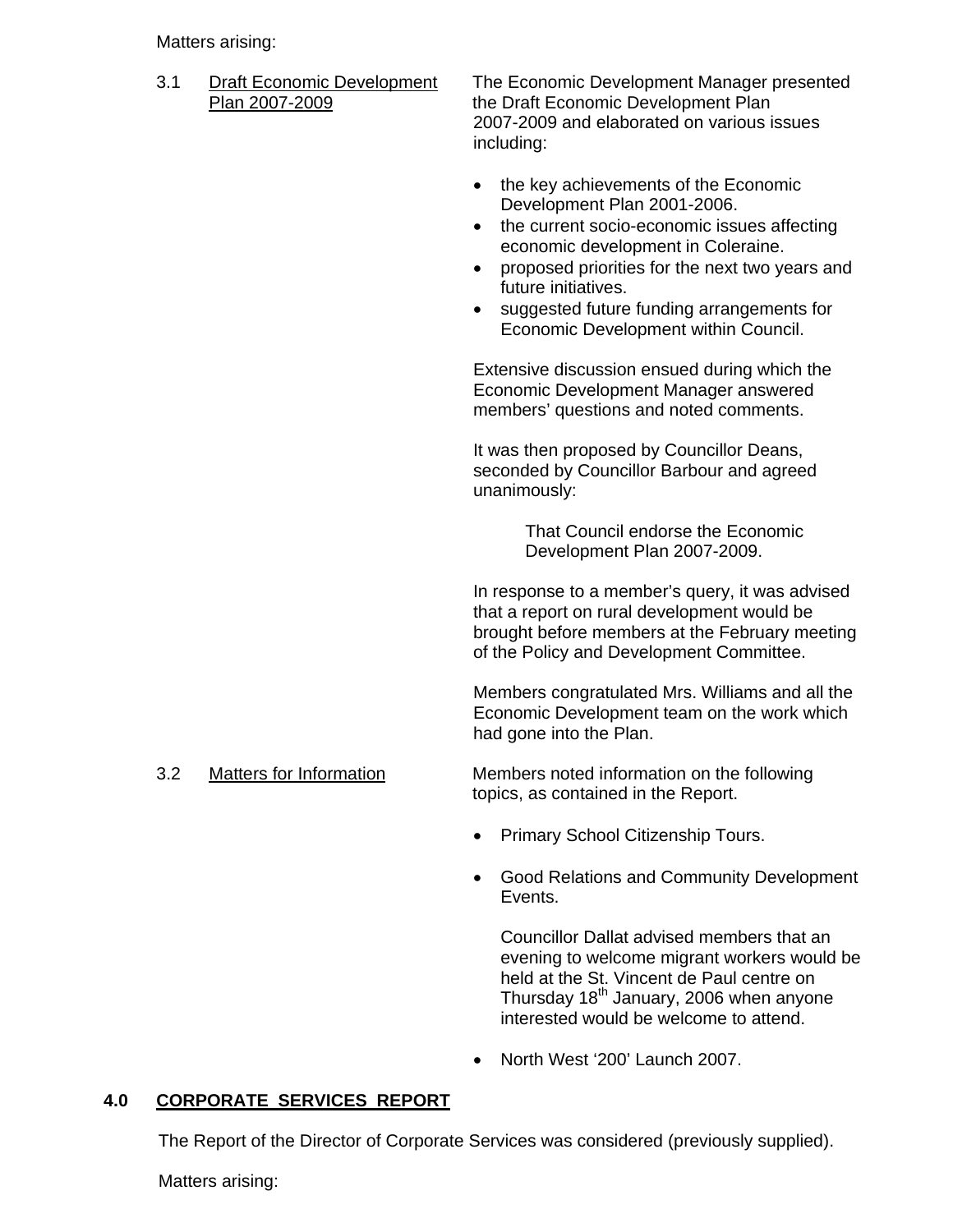Matters arising:

3.1 Draft Economic Development Plan 2007-2009

The Economic Development Manager presented the Draft Economic Development Plan 2007-2009 and elaborated on various issues including:

- the key achievements of the Economic Development Plan 2001-2006.
- the current socio-economic issues affecting economic development in Coleraine.
- proposed priorities for the next two years and future initiatives.
- suggested future funding arrangements for Economic Development within Council.

Extensive discussion ensued during which the Economic Development Manager answered members' questions and noted comments.

It was then proposed by Councillor Deans, seconded by Councillor Barbour and agreed unanimously:

> That Council endorse the Economic Development Plan 2007-2009.

In response to a member's query, it was advised that a report on rural development would be brought before members at the February meeting of the Policy and Development Committee.

Members congratulated Mrs. Williams and all the Economic Development team on the work which had gone into the Plan.

3.2 Matters for Information

Members noted information on the following topics, as contained in the Report.

- Primary School Citizenship Tours.

- Good Relations and Community Development Events.

  Councillor Dallat advised members that an evening to welcome migrant workers would be held at the St. Vincent de Paul centre on Thursday 18th January, 2006 when anyone interested would be welcome to attend.

- North West '200' Launch 2007.

## 4.0 CORPORATE SERVICES REPORT

The Report of the Director of Corporate Services was considered (previously supplied).

Matters arising: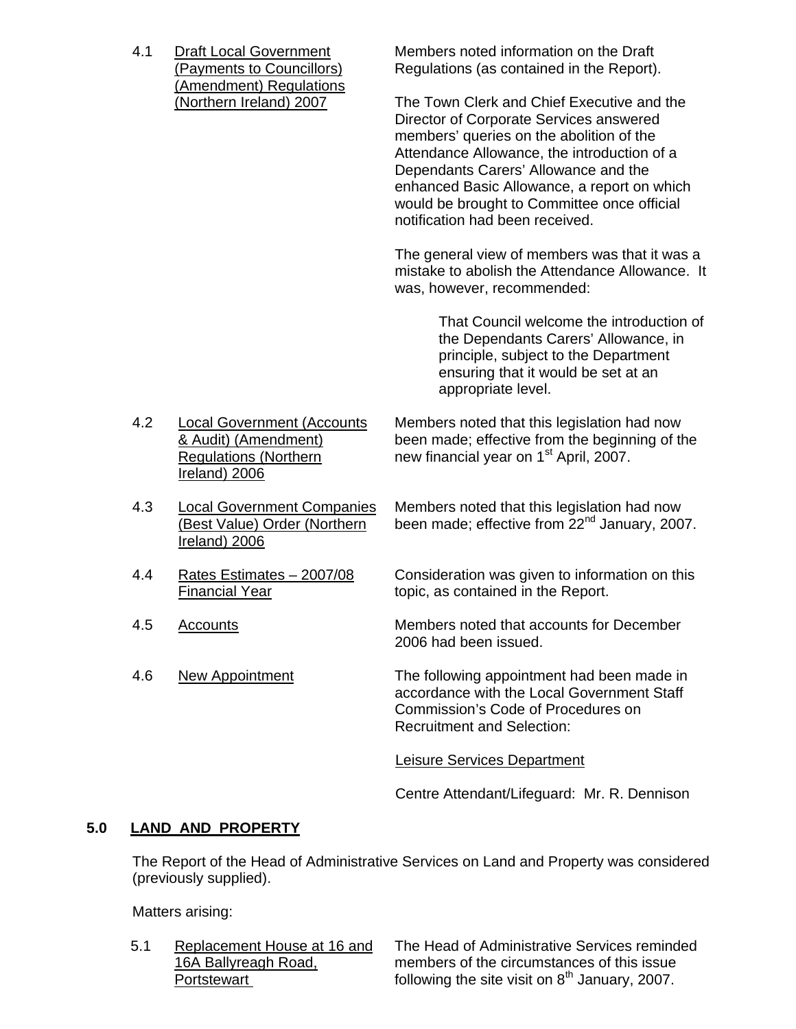4.1 Draft Local Government (Payments to Councillors) (Amendment) Regulations (Northern Ireland) 2007

Members noted information on the Draft Regulations (as contained in the Report).

The Town Clerk and Chief Executive and the Director of Corporate Services answered members' queries on the abolition of the Attendance Allowance, the introduction of a Dependants Carers' Allowance and the enhanced Basic Allowance, a report on which would be brought to Committee once official notification had been received.

The general view of members was that it was a mistake to abolish the Attendance Allowance. It was, however, recommended:

> That Council welcome the introduction of the Dependants Carers' Allowance, in principle, subject to the Department ensuring that it would be set at an appropriate level.

4.2 Local Government (Accounts & Audit) (Amendment) Regulations (Northern Ireland) 2006

Members noted that this legislation had now been made; effective from the beginning of the new financial year on 1st April, 2007.

4.3 Local Government Companies (Best Value) Order (Northern Ireland) 2006

Members noted that this legislation had now been made; effective from 22nd January, 2007.

4.4 Rates Estimates – 2007/08 Financial Year

Consideration was given to information on this topic, as contained in the Report.

4.5 Accounts

Members noted that accounts for December 2006 had been issued.

4.6 New Appointment

The following appointment had been made in accordance with the Local Government Staff Commission's Code of Procedures on Recruitment and Selection:

Leisure Services Department

Centre Attendant/Lifeguard: Mr. R. Dennison

## 5.0 LAND AND PROPERTY

The Report of the Head of Administrative Services on Land and Property was considered (previously supplied).

Matters arising:

5.1 Replacement House at 16 and 16A Ballyreagh Road, Portstewart

The Head of Administrative Services reminded members of the circumstances of this issue following the site visit on 8th January, 2007.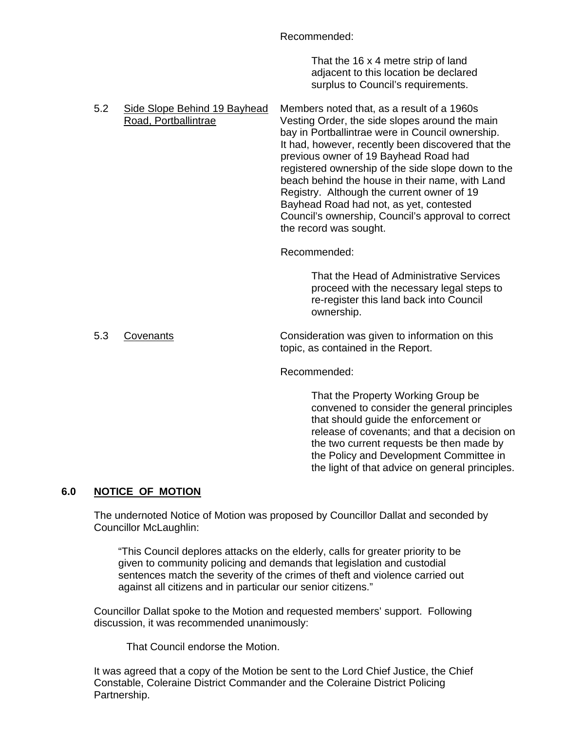Recommended:

> That the 16 x 4 metre strip of land adjacent to this location be declared surplus to Council's requirements.

5.2 <u>Side Slope Behind 19 Bayhead Road, Portballintrae</u>

Members noted that, as a result of a 1960s Vesting Order, the side slopes around the main bay in Portballintrae were in Council ownership. It had, however, recently been discovered that the previous owner of 19 Bayhead Road had registered ownership of the side slope down to the beach behind the house in their name, with Land Registry. Although the current owner of 19 Bayhead Road had not, as yet, contested Council's ownership, Council's approval to correct the record was sought.

Recommended:

> That the Head of Administrative Services proceed with the necessary legal steps to re-register this land back into Council ownership.

5.3 <u>Covenants</u>

Consideration was given to information on this topic, as contained in the Report.

Recommended:

> That the Property Working Group be convened to consider the general principles that should guide the enforcement or release of covenants; and that a decision on the two current requests be then made by the Policy and Development Committee in the light of that advice on general principles.

## 6.0 NOTICE OF MOTION

The undernoted Notice of Motion was proposed by Councillor Dallat and seconded by Councillor McLaughlin:

> "This Council deplores attacks on the elderly, calls for greater priority to be given to community policing and demands that legislation and custodial sentences match the severity of the crimes of theft and violence carried out against all citizens and in particular our senior citizens."

Councillor Dallat spoke to the Motion and requested members' support. Following discussion, it was recommended unanimously:

> That Council endorse the Motion.

It was agreed that a copy of the Motion be sent to the Lord Chief Justice, the Chief Constable, Coleraine District Commander and the Coleraine District Policing Partnership.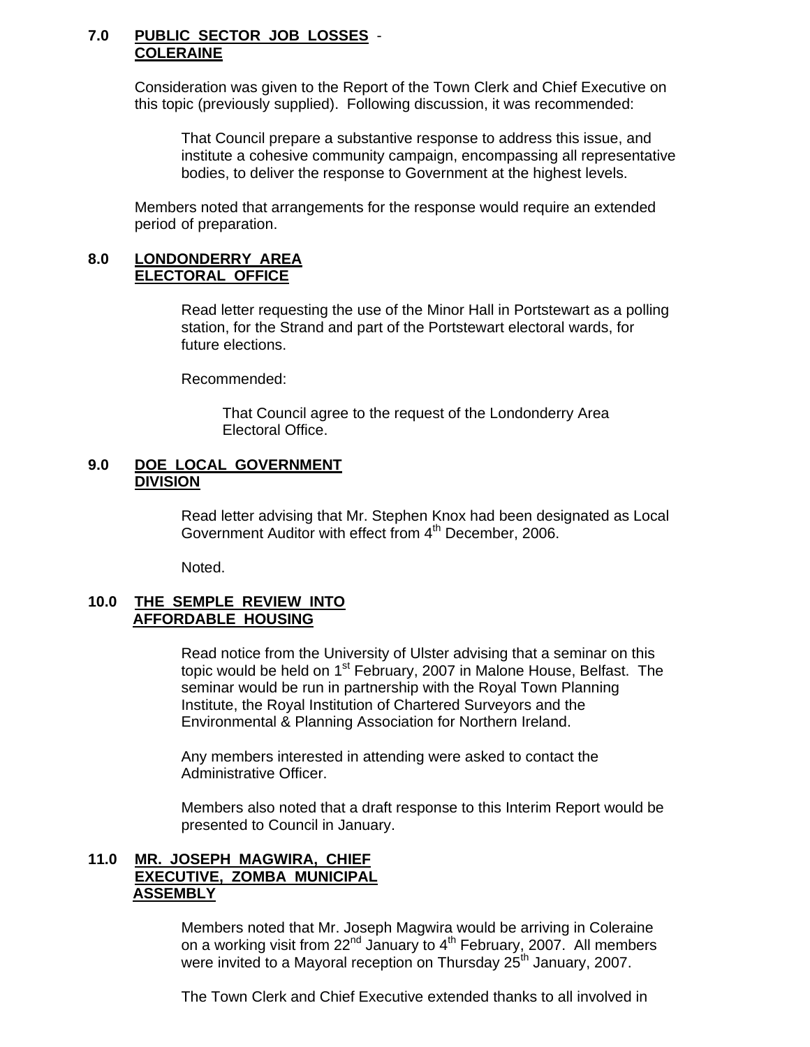**7.0 PUBLIC SECTOR JOB LOSSES - COLERAINE**

Consideration was given to the Report of the Town Clerk and Chief Executive on this topic (previously supplied). Following discussion, it was recommended:

> That Council prepare a substantive response to address this issue, and institute a cohesive community campaign, encompassing all representative bodies, to deliver the response to Government at the highest levels.

Members noted that arrangements for the response would require an extended period of preparation.

**8.0 LONDONDERRY AREA ELECTORAL OFFICE**

Read letter requesting the use of the Minor Hall in Portstewart as a polling station, for the Strand and part of the Portstewart electoral wards, for future elections.

Recommended:

> That Council agree to the request of the Londonderry Area Electoral Office.

**9.0 DOE LOCAL GOVERNMENT DIVISION**

Read letter advising that Mr. Stephen Knox had been designated as Local Government Auditor with effect from 4th December, 2006.

Noted.

**10.0 THE SEMPLE REVIEW INTO AFFORDABLE HOUSING**

Read notice from the University of Ulster advising that a seminar on this topic would be held on 1st February, 2007 in Malone House, Belfast. The seminar would be run in partnership with the Royal Town Planning Institute, the Royal Institution of Chartered Surveyors and the Environmental & Planning Association for Northern Ireland.

Any members interested in attending were asked to contact the Administrative Officer.

Members also noted that a draft response to this Interim Report would be presented to Council in January.

**11.0 MR. JOSEPH MAGWIRA, CHIEF EXECUTIVE, ZOMBA MUNICIPAL ASSEMBLY**

Members noted that Mr. Joseph Magwira would be arriving in Coleraine on a working visit from 22nd January to 4th February, 2007. All members were invited to a Mayoral reception on Thursday 25th January, 2007.

The Town Clerk and Chief Executive extended thanks to all involved in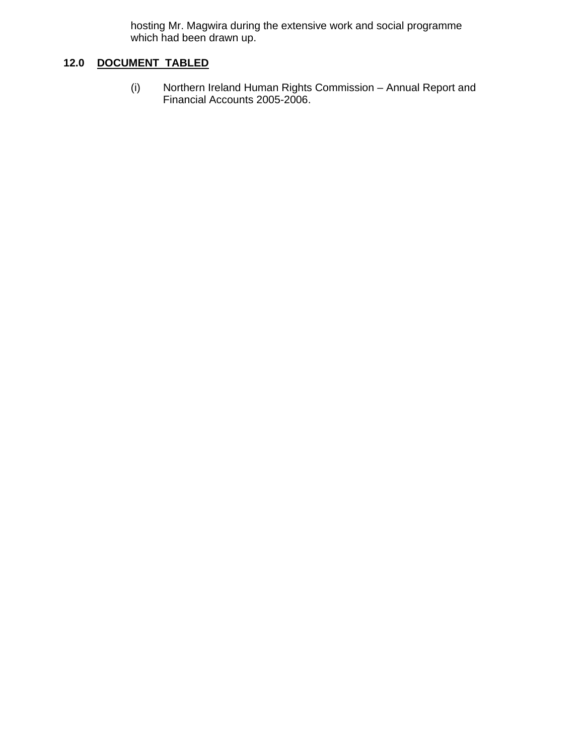hosting Mr. Magwira during the extensive work and social programme which had been drawn up.

## 12.0 **DOCUMENT TABLED**

(i) Northern Ireland Human Rights Commission – Annual Report and Financial Accounts 2005-2006.